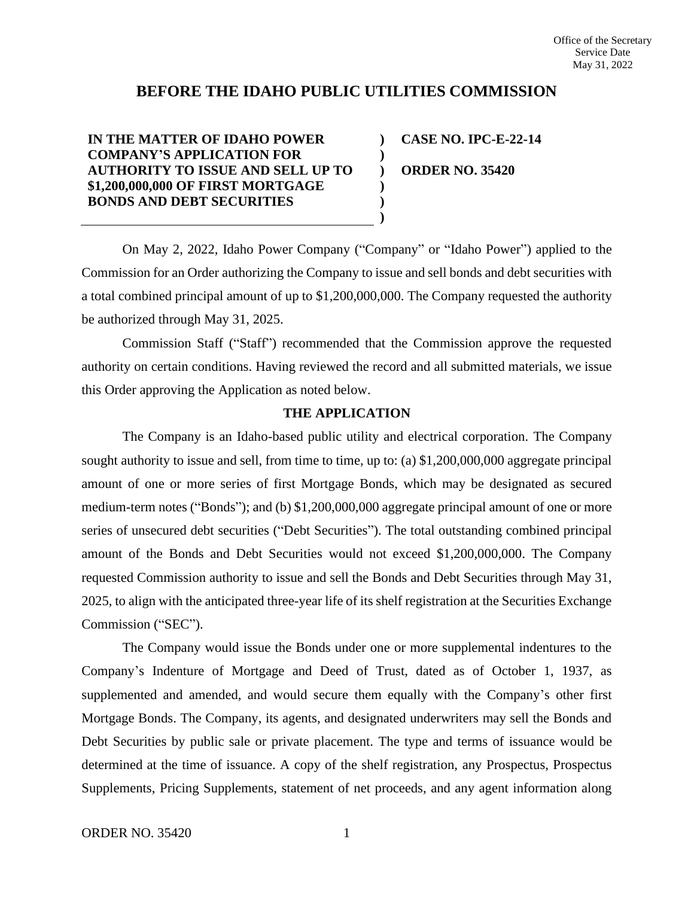Office of the Secretary
Service Date
May 31, 2022

# BEFORE THE IDAHO PUBLIC UTILITIES COMMISSION

| | | |
|---|---|---|
| **IN THE MATTER OF IDAHO POWER COMPANY'S APPLICATION FOR AUTHORITY TO ISSUE AND SELL UP TO $1,200,000,000 OF FIRST MORTGAGE BONDS AND DEBT SECURITIES** | ) ) ) ) ) ) | **CASE NO. IPC-E-22-14** **ORDER NO. 35420** |

On May 2, 2022, Idaho Power Company ("Company" or "Idaho Power") applied to the Commission for an Order authorizing the Company to issue and sell bonds and debt securities with a total combined principal amount of up to $1,200,000,000. The Company requested the authority be authorized through May 31, 2025.

Commission Staff ("Staff") recommended that the Commission approve the requested authority on certain conditions. Having reviewed the record and all submitted materials, we issue this Order approving the Application as noted below.

## THE APPLICATION

The Company is an Idaho-based public utility and electrical corporation. The Company sought authority to issue and sell, from time to time, up to: (a) $1,200,000,000 aggregate principal amount of one or more series of first Mortgage Bonds, which may be designated as secured medium-term notes ("Bonds"); and (b) $1,200,000,000 aggregate principal amount of one or more series of unsecured debt securities ("Debt Securities"). The total outstanding combined principal amount of the Bonds and Debt Securities would not exceed $1,200,000,000. The Company requested Commission authority to issue and sell the Bonds and Debt Securities through May 31, 2025, to align with the anticipated three-year life of its shelf registration at the Securities Exchange Commission ("SEC").

The Company would issue the Bonds under one or more supplemental indentures to the Company's Indenture of Mortgage and Deed of Trust, dated as of October 1, 1937, as supplemented and amended, and would secure them equally with the Company's other first Mortgage Bonds. The Company, its agents, and designated underwriters may sell the Bonds and Debt Securities by public sale or private placement. The type and terms of issuance would be determined at the time of issuance. A copy of the shelf registration, any Prospectus, Prospectus Supplements, Pricing Supplements, statement of net proceeds, and any agent information along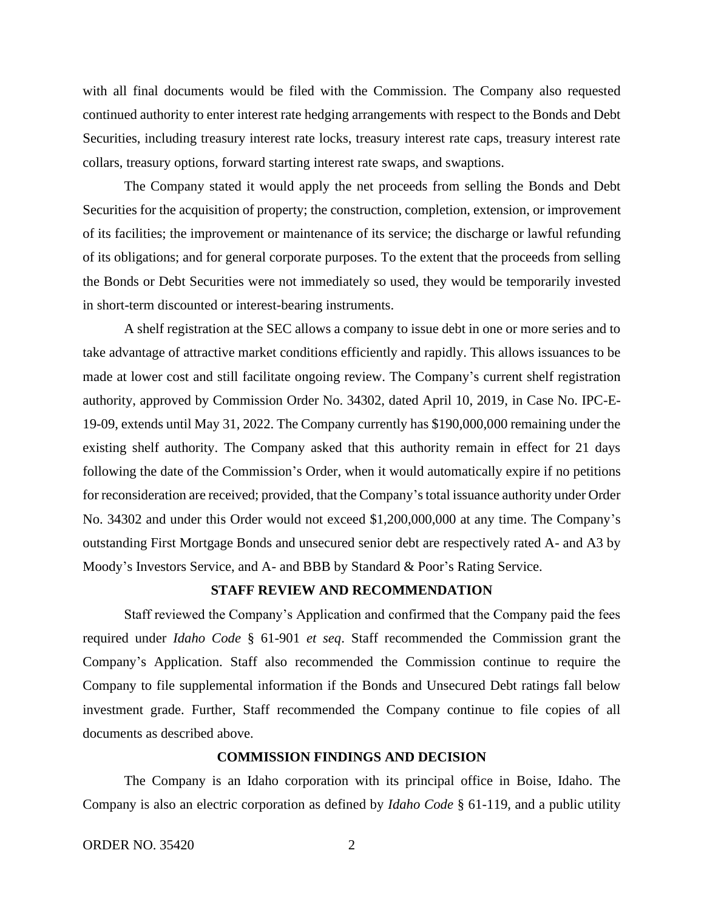with all final documents would be filed with the Commission. The Company also requested continued authority to enter interest rate hedging arrangements with respect to the Bonds and Debt Securities, including treasury interest rate locks, treasury interest rate caps, treasury interest rate collars, treasury options, forward starting interest rate swaps, and swaptions.

The Company stated it would apply the net proceeds from selling the Bonds and Debt Securities for the acquisition of property; the construction, completion, extension, or improvement of its facilities; the improvement or maintenance of its service; the discharge or lawful refunding of its obligations; and for general corporate purposes. To the extent that the proceeds from selling the Bonds or Debt Securities were not immediately so used, they would be temporarily invested in short-term discounted or interest-bearing instruments.

A shelf registration at the SEC allows a company to issue debt in one or more series and to take advantage of attractive market conditions efficiently and rapidly. This allows issuances to be made at lower cost and still facilitate ongoing review. The Company's current shelf registration authority, approved by Commission Order No. 34302, dated April 10, 2019, in Case No. IPC-E-19-09, extends until May 31, 2022. The Company currently has $190,000,000 remaining under the existing shelf authority. The Company asked that this authority remain in effect for 21 days following the date of the Commission's Order, when it would automatically expire if no petitions for reconsideration are received; provided, that the Company's total issuance authority under Order No. 34302 and under this Order would not exceed $1,200,000,000 at any time. The Company's outstanding First Mortgage Bonds and unsecured senior debt are respectively rated A- and A3 by Moody's Investors Service, and A- and BBB by Standard & Poor's Rating Service.

## STAFF REVIEW AND RECOMMENDATION

Staff reviewed the Company's Application and confirmed that the Company paid the fees required under *Idaho Code* § 61-901 *et seq*. Staff recommended the Commission grant the Company's Application. Staff also recommended the Commission continue to require the Company to file supplemental information if the Bonds and Unsecured Debt ratings fall below investment grade. Further, Staff recommended the Company continue to file copies of all documents as described above.

## COMMISSION FINDINGS AND DECISION

The Company is an Idaho corporation with its principal office in Boise, Idaho. The Company is also an electric corporation as defined by *Idaho Code* § 61-119, and a public utility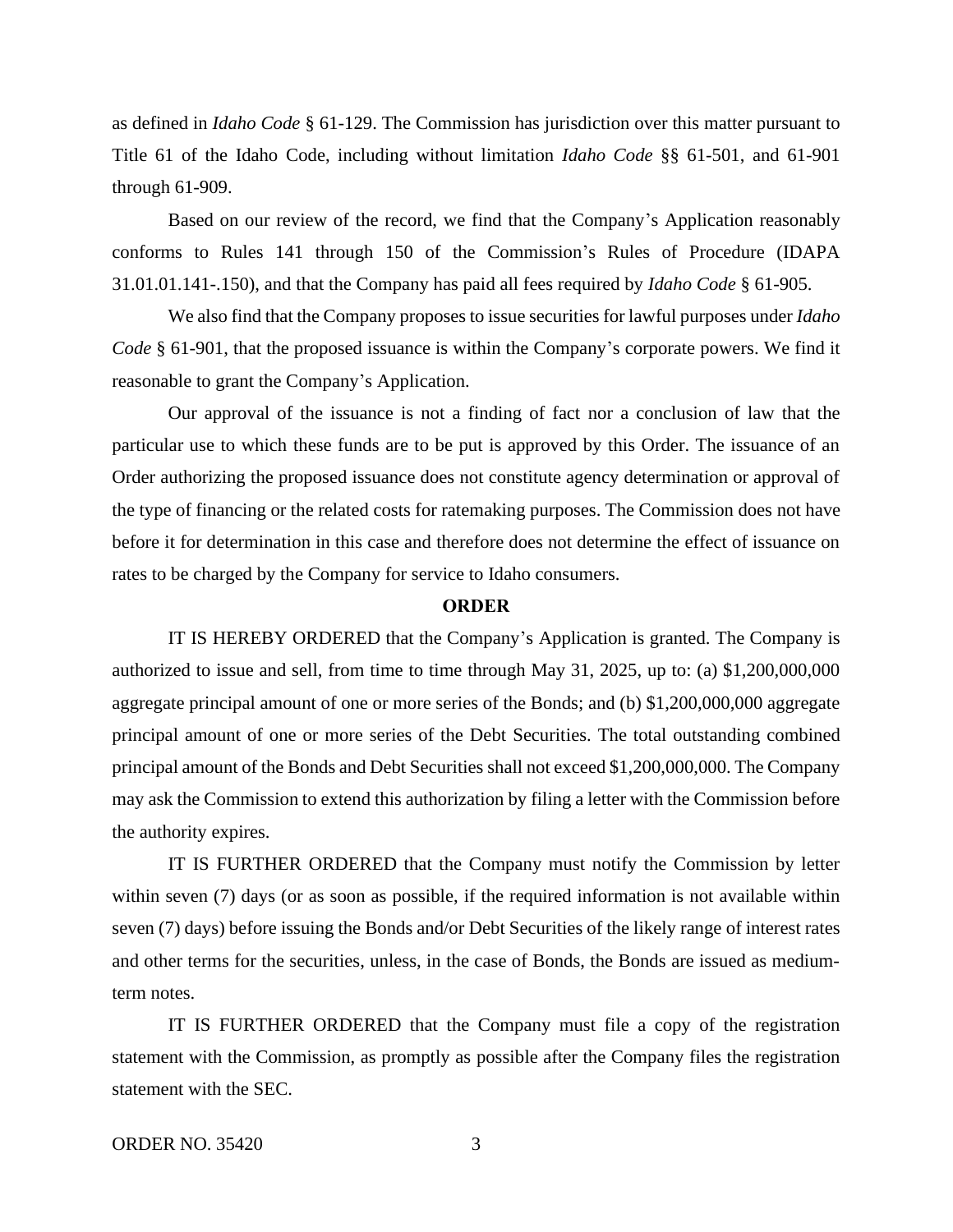as defined in *Idaho Code* § 61-129. The Commission has jurisdiction over this matter pursuant to Title 61 of the Idaho Code, including without limitation *Idaho Code* §§ 61-501, and 61-901 through 61-909.

Based on our review of the record, we find that the Company's Application reasonably conforms to Rules 141 through 150 of the Commission's Rules of Procedure (IDAPA 31.01.01.141-.150), and that the Company has paid all fees required by *Idaho Code* § 61-905.

We also find that the Company proposes to issue securities for lawful purposes under *Idaho Code* § 61-901, that the proposed issuance is within the Company's corporate powers. We find it reasonable to grant the Company's Application.

Our approval of the issuance is not a finding of fact nor a conclusion of law that the particular use to which these funds are to be put is approved by this Order. The issuance of an Order authorizing the proposed issuance does not constitute agency determination or approval of the type of financing or the related costs for ratemaking purposes. The Commission does not have before it for determination in this case and therefore does not determine the effect of issuance on rates to be charged by the Company for service to Idaho consumers.

**ORDER**

IT IS HEREBY ORDERED that the Company's Application is granted. The Company is authorized to issue and sell, from time to time through May 31, 2025, up to: (a) $1,200,000,000 aggregate principal amount of one or more series of the Bonds; and (b) $1,200,000,000 aggregate principal amount of one or more series of the Debt Securities. The total outstanding combined principal amount of the Bonds and Debt Securities shall not exceed $1,200,000,000. The Company may ask the Commission to extend this authorization by filing a letter with the Commission before the authority expires.

IT IS FURTHER ORDERED that the Company must notify the Commission by letter within seven (7) days (or as soon as possible, if the required information is not available within seven (7) days) before issuing the Bonds and/or Debt Securities of the likely range of interest rates and other terms for the securities, unless, in the case of Bonds, the Bonds are issued as medium-term notes.

IT IS FURTHER ORDERED that the Company must file a copy of the registration statement with the Commission, as promptly as possible after the Company files the registration statement with the SEC.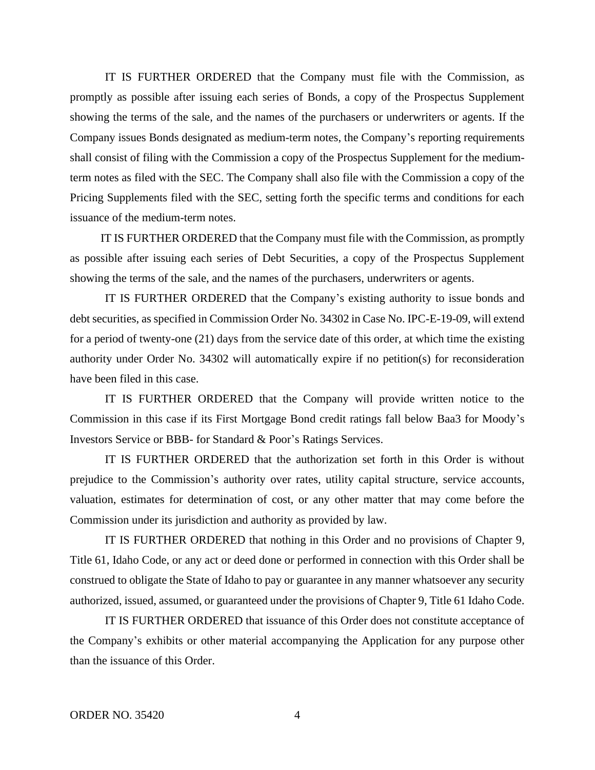IT IS FURTHER ORDERED that the Company must file with the Commission, as promptly as possible after issuing each series of Bonds, a copy of the Prospectus Supplement showing the terms of the sale, and the names of the purchasers or underwriters or agents. If the Company issues Bonds designated as medium-term notes, the Company's reporting requirements shall consist of filing with the Commission a copy of the Prospectus Supplement for the medium-term notes as filed with the SEC. The Company shall also file with the Commission a copy of the Pricing Supplements filed with the SEC, setting forth the specific terms and conditions for each issuance of the medium-term notes.

IT IS FURTHER ORDERED that the Company must file with the Commission, as promptly as possible after issuing each series of Debt Securities, a copy of the Prospectus Supplement showing the terms of the sale, and the names of the purchasers, underwriters or agents.

IT IS FURTHER ORDERED that the Company's existing authority to issue bonds and debt securities, as specified in Commission Order No. 34302 in Case No. IPC-E-19-09, will extend for a period of twenty-one (21) days from the service date of this order, at which time the existing authority under Order No. 34302 will automatically expire if no petition(s) for reconsideration have been filed in this case.

IT IS FURTHER ORDERED that the Company will provide written notice to the Commission in this case if its First Mortgage Bond credit ratings fall below Baa3 for Moody's Investors Service or BBB- for Standard & Poor's Ratings Services.

IT IS FURTHER ORDERED that the authorization set forth in this Order is without prejudice to the Commission's authority over rates, utility capital structure, service accounts, valuation, estimates for determination of cost, or any other matter that may come before the Commission under its jurisdiction and authority as provided by law.

IT IS FURTHER ORDERED that nothing in this Order and no provisions of Chapter 9, Title 61, Idaho Code, or any act or deed done or performed in connection with this Order shall be construed to obligate the State of Idaho to pay or guarantee in any manner whatsoever any security authorized, issued, assumed, or guaranteed under the provisions of Chapter 9, Title 61 Idaho Code.

IT IS FURTHER ORDERED that issuance of this Order does not constitute acceptance of the Company's exhibits or other material accompanying the Application for any purpose other than the issuance of this Order.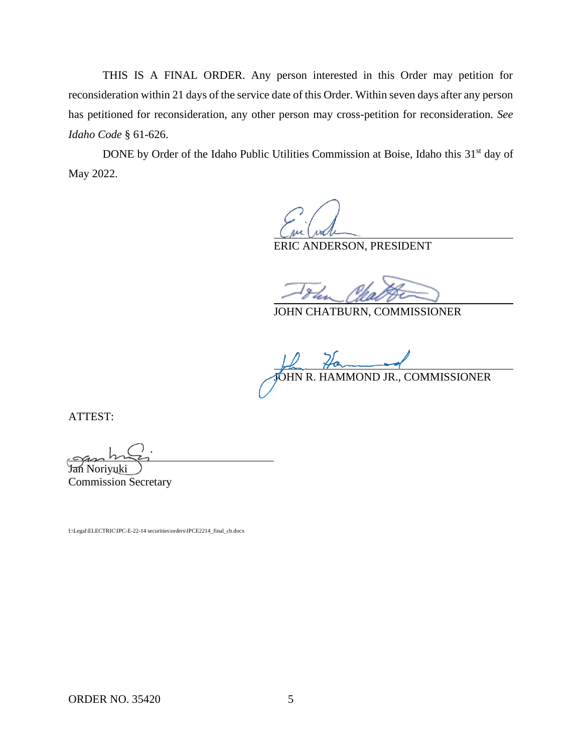THIS IS A FINAL ORDER. Any person interested in this Order may petition for reconsideration within 21 days of the service date of this Order. Within seven days after any person has petitioned for reconsideration, any other person may cross-petition for reconsideration. *See Idaho Code* § 61-626.

DONE by Order of the Idaho Public Utilities Commission at Boise, Idaho this 31st day of May 2022.

ERIC ANDERSON, PRESIDENT

JOHN CHATBURN, COMMISSIONER

JOHN R. HAMMOND JR., COMMISSIONER

ATTEST:

Jan Noriyuki
Commission Secretary

I:\Legal\ELECTRIC\IPC-E-22-14 securities\orders\IPCE2214_final_cb.docx

ORDER NO. 35420